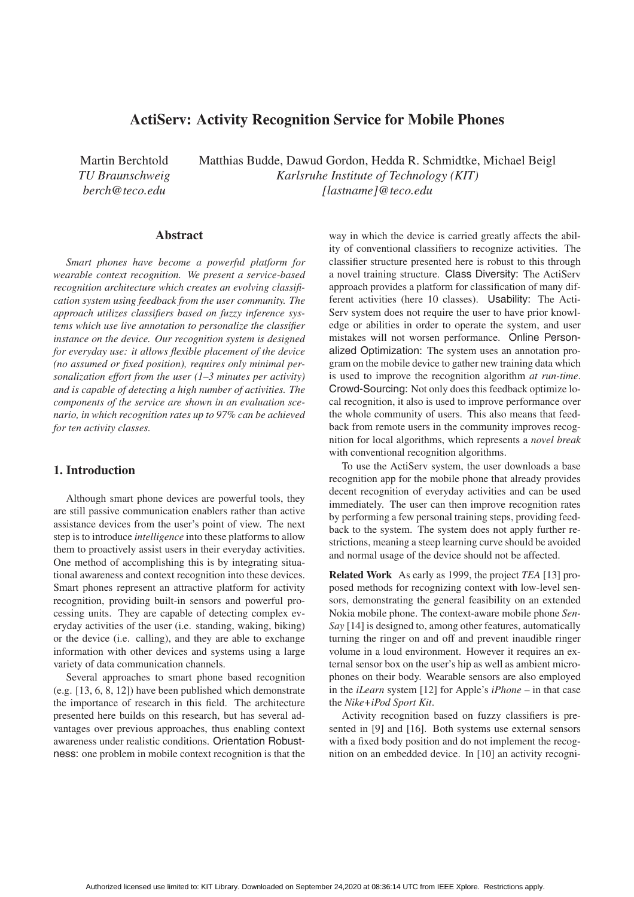# ActiServ: Activity Recognition Service for Mobile Phones

Martin Berchtold
*TU Braunschweig*
*berch@teco.edu*

Matthias Budde, Dawud Gordon, Hedda R. Schmidtke, Michael Beigl
*Karlsruhe Institute of Technology (KIT)*
*[lastname]@teco.edu*

## Abstract

*Smart phones have become a powerful platform for wearable context recognition. We present a service-based recognition architecture which creates an evolving classification system using feedback from the user community. The approach utilizes classifiers based on fuzzy inference systems which use live annotation to personalize the classifier instance on the device. Our recognition system is designed for everyday use: it allows flexible placement of the device (no assumed or fixed position), requires only minimal personalization effort from the user (1–3 minutes per activity) and is capable of detecting a high number of activities. The components of the service are shown in an evaluation scenario, in which recognition rates up to 97% can be achieved for ten activity classes.*

## 1. Introduction

Although smart phone devices are powerful tools, they are still passive communication enablers rather than active assistance devices from the user's point of view. The next step is to introduce *intelligence* into these platforms to allow them to proactively assist users in their everyday activities. One method of accomplishing this is by integrating situational awareness and context recognition into these devices. Smart phones represent an attractive platform for activity recognition, providing built-in sensors and powerful processing units. They are capable of detecting complex everyday activities of the user (i.e. standing, waking, biking) or the device (i.e. calling), and they are able to exchange information with other devices and systems using a large variety of data communication channels.

Several approaches to smart phone based recognition (e.g. [13, 6, 8, 12]) have been published which demonstrate the importance of research in this field. The architecture presented here builds on this research, but has several advantages over previous approaches, thus enabling context awareness under realistic conditions. Orientation Robustness: one problem in mobile context recognition is that the way in which the device is carried greatly affects the ability of conventional classifiers to recognize activities. The classifier structure presented here is robust to this through a novel training structure. Class Diversity: The ActiServ approach provides a platform for classification of many different activities (here 10 classes). Usability: The ActiServ system does not require the user to have prior knowledge or abilities in order to operate the system, and user mistakes will not worsen performance. Online Personalized Optimization: The system uses an annotation program on the mobile device to gather new training data which is used to improve the recognition algorithm *at run-time*. Crowd-Sourcing: Not only does this feedback optimize local recognition, it also is used to improve performance over the whole community of users. This also means that feedback from remote users in the community improves recognition for local algorithms, which represents a *novel break* with conventional recognition algorithms.

To use the ActiServ system, the user downloads a base recognition app for the mobile phone that already provides decent recognition of everyday activities and can be used immediately. The user can then improve recognition rates by performing a few personal training steps, providing feedback to the system. The system does not apply further restrictions, meaning a steep learning curve should be avoided and normal usage of the device should not be affected.

**Related Work** As early as 1999, the project *TEA* [13] proposed methods for recognizing context with low-level sensors, demonstrating the general feasibility on an extended Nokia mobile phone. The context-aware mobile phone *SenSay* [14] is designed to, among other features, automatically turning the ringer on and off and prevent inaudible ringer volume in a loud environment. However it requires an external sensor box on the user's hip as well as ambient microphones on their body. Wearable sensors are also employed in the *iLearn* system [12] for Apple's *iPhone* – in that case the *Nike+iPod Sport Kit*.

Activity recognition based on fuzzy classifiers is presented in [9] and [16]. Both systems use external sensors with a fixed body position and do not implement the recognition on an embedded device. In [10] an activity recogni-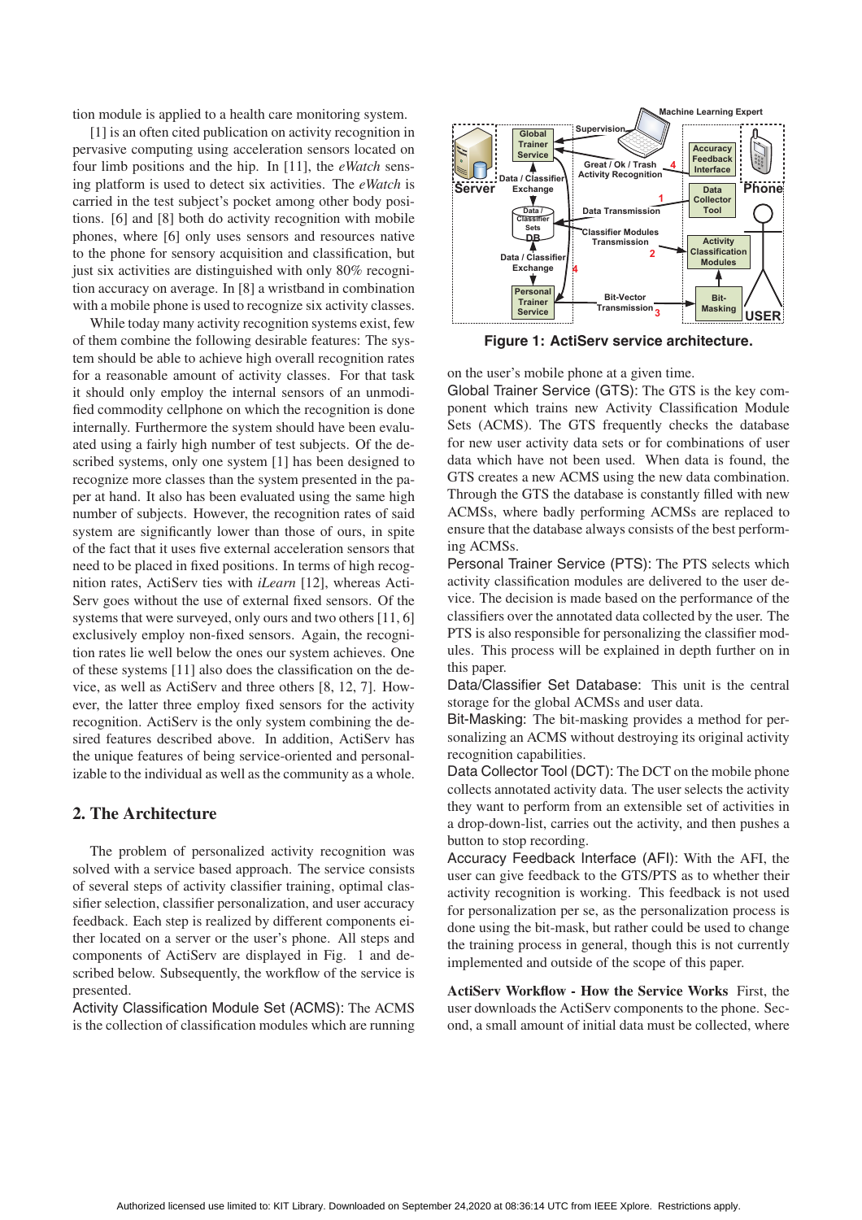tion module is applied to a health care monitoring system.

[1] is an often cited publication on activity recognition in pervasive computing using acceleration sensors located on four limb positions and the hip. In [11], the *eWatch* sensing platform is used to detect six activities. The *eWatch* is carried in the test subject's pocket among other body positions. [6] and [8] both do activity recognition with mobile phones, where [6] only uses sensors and resources native to the phone for sensory acquisition and classification, but just six activities are distinguished with only 80% recognition accuracy on average. In [8] a wristband in combination with a mobile phone is used to recognize six activity classes.

While today many activity recognition systems exist, few of them combine the following desirable features: The system should be able to achieve high overall recognition rates for a reasonable amount of activity classes. For that task it should only employ the internal sensors of an unmodified commodity cellphone on which the recognition is done internally. Furthermore the system should have been evaluated using a fairly high number of test subjects. Of the described systems, only one system [1] has been designed to recognize more classes than the system presented in the paper at hand. It also has been evaluated using the same high number of subjects. However, the recognition rates of said system are significantly lower than those of ours, in spite of the fact that it uses five external acceleration sensors that need to be placed in fixed positions. In terms of high recognition rates, ActiServ ties with *iLearn* [12], whereas ActiServ goes without the use of external fixed sensors. Of the systems that were surveyed, only ours and two others [11, 6] exclusively employ non-fixed sensors. Again, the recognition rates lie well below the ones our system achieves. One of these systems [11] also does the classification on the device, as well as ActiServ and three others [8, 12, 7]. However, the latter three employ fixed sensors for the activity recognition. ActiServ is the only system combining the desired features described above. In addition, ActiServ has the unique features of being service-oriented and personalizable to the individual as well as the community as a whole.

## 2. The Architecture

The problem of personalized activity recognition was solved with a service based approach. The service consists of several steps of activity classifier training, optimal classifier selection, classifier personalization, and user accuracy feedback. Each step is realized by different components either located on a server or the user's phone. All steps and components of ActiServ are displayed in Fig. 1 and described below. Subsequently, the workflow of the service is presented.

Activity Classification Module Set (ACMS): The ACMS is the collection of classification modules which are running on the user's mobile phone at a given time.

**Figure 1: ActiServ service architecture.**

Global Trainer Service (GTS): The GTS is the key component which trains new Activity Classification Module Sets (ACMS). The GTS frequently checks the database for new user activity data sets or for combinations of user data which have not been used. When data is found, the GTS creates a new ACMS using the new data combination. Through the GTS the database is constantly filled with new ACMSs, where badly performing ACMSs are replaced to ensure that the database always consists of the best performing ACMSs.

Personal Trainer Service (PTS): The PTS selects which activity classification modules are delivered to the user device. The decision is made based on the performance of the classifiers over the annotated data collected by the user. The PTS is also responsible for personalizing the classifier modules. This process will be explained in depth further on in this paper.

Data/Classifier Set Database: This unit is the central storage for the global ACMSs and user data.

Bit-Masking: The bit-masking provides a method for personalizing an ACMS without destroying its original activity recognition capabilities.

Data Collector Tool (DCT): The DCT on the mobile phone collects annotated activity data. The user selects the activity they want to perform from an extensible set of activities in a drop-down-list, carries out the activity, and then pushes a button to stop recording.

Accuracy Feedback Interface (AFI): With the AFI, the user can give feedback to the GTS/PTS as to whether their activity recognition is working. This feedback is not used for personalization per se, as the personalization process is done using the bit-mask, but rather could be used to change the training process in general, though this is not currently implemented and outside of the scope of this paper.

**ActiServ Workflow - How the Service Works** First, the user downloads the ActiServ components to the phone. Second, a small amount of initial data must be collected, where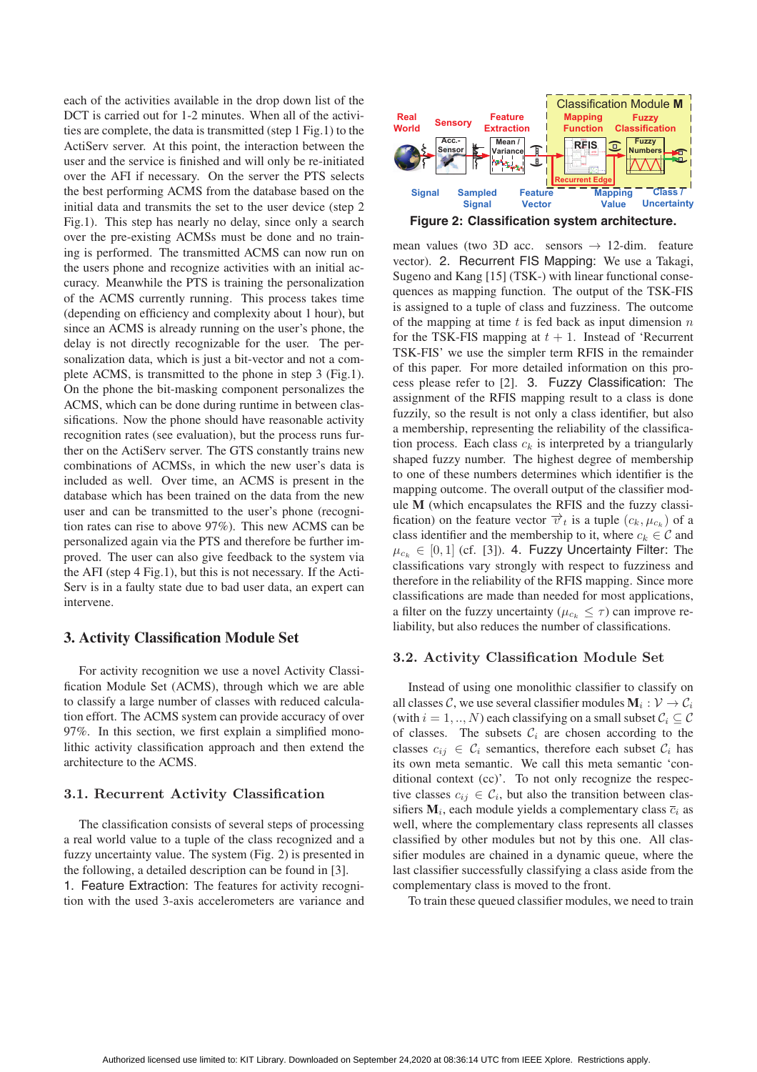each of the activities available in the drop down list of the DCT is carried out for 1-2 minutes. When all of the activities are complete, the data is transmitted (step 1 Fig.1) to the ActiServ server. At this point, the interaction between the user and the service is finished and will only be re-initiated over the AFI if necessary. On the server the PTS selects the best performing ACMS from the database based on the initial data and transmits the set to the user device (step 2 Fig.1). This step has nearly no delay, since only a search over the pre-existing ACMSs must be done and no training is performed. The transmitted ACMS can now run on the users phone and recognize activities with an initial accuracy. Meanwhile the PTS is training the personalization of the ACMS currently running. This process takes time (depending on efficiency and complexity about 1 hour), but since an ACMS is already running on the user's phone, the delay is not directly recognizable for the user. The personalization data, which is just a bit-vector and not a complete ACMS, is transmitted to the phone in step 3 (Fig.1). On the phone the bit-masking component personalizes the ACMS, which can be done during runtime in between classifications. Now the phone should have reasonable activity recognition rates (see evaluation), but the process runs further on the ActiServ server. The GTS constantly trains new combinations of ACMSs, in which the new user's data is included as well. Over time, an ACMS is present in the database which has been trained on the data from the new user and can be transmitted to the user's phone (recognition rates can rise to above 97%). This new ACMS can be personalized again via the PTS and therefore be further improved. The user can also give feedback to the system via the AFI (step 4 Fig.1), but this is not necessary. If the ActiServ is in a faulty state due to bad user data, an expert can intervene.

## 3. Activity Classification Module Set

For activity recognition we use a novel Activity Classification Module Set (ACMS), through which we are able to classify a large number of classes with reduced calculation effort. The ACMS system can provide accuracy of over 97%. In this section, we first explain a simplified monolithic activity classification approach and then extend the architecture to the ACMS.

### 3.1. Recurrent Activity Classification

The classification consists of several steps of processing a real world value to a tuple of the class recognized and a fuzzy uncertainty value. The system (Fig. 2) is presented in the following, a detailed description can be found in [3].

1. Feature Extraction: The features for activity recognition with the used 3-axis accelerometers are variance and mean values (two 3D acc. sensors → 12-dim. feature vector). 2. Recurrent FIS Mapping: We use a Takagi, Sugeno and Kang [15] (TSK-) with linear functional consequences as mapping function. The output of the TSK-FIS is assigned to a tuple of class and fuzziness. The outcome of the mapping at time $t$ is fed back as input dimension $n$ for the TSK-FIS mapping at $t + 1$. Instead of 'Recurrent TSK-FIS' we use the simpler term RFIS in the remainder of this paper. For more detailed information on this process please refer to [2]. 3. Fuzzy Classification: The assignment of the RFIS mapping result to a class is done fuzzily, so the result is not only a class identifier, but also a membership, representing the reliability of the classification process. Each class $c_k$ is interpreted by a triangularly shaped fuzzy number. The highest degree of membership to one of these numbers determines which identifier is the mapping outcome. The overall output of the classifier module $\mathbf{M}$ (which encapsulates the RFIS and the fuzzy classification) on the feature vector $\vec{v}_t$ is a tuple $(c_k, \mu_{c_k})$ of a class identifier and the membership to it, where $c_k \in \mathcal{C}$ and $\mu_{c_k} \in [0, 1]$ (cf. [3]). 4. Fuzzy Uncertainty Filter: The classifications vary strongly with respect to fuzziness and therefore in the reliability of the RFIS mapping. Since more classifications are made than needed for most applications, a filter on the fuzzy uncertainty ($\mu_{c_k} \leq \tau$) can improve reliability, but also reduces the number of classifications.

Figure 2: Classification system architecture.

### 3.2. Activity Classification Module Set

Instead of using one monolithic classifier to classify on all classes $\mathcal{C}$, we use several classifier modules $\mathbf{M}_i : \mathcal{V} \to \mathcal{C}_i$ (with $i = 1, .., N$) each classifying on a small subset $\mathcal{C}_i \subseteq \mathcal{C}$ of classes. The subsets $\mathcal{C}_i$ are chosen according to the classes $c_{ij} \in \mathcal{C}_i$ semantics, therefore each subset $\mathcal{C}_i$ has its own meta semantic. We call this meta semantic 'conditional context (cc)'. To not only recognize the respective classes $c_{ij} \in \mathcal{C}_i$, but also the transition between classifiers $\mathbf{M}_i$, each module yields a complementary class $\bar{c}_i$ as well, where the complementary class represents all classes classified by other modules but not by this one. All classifier modules are chained in a dynamic queue, where the last classifier successfully classifying a class aside from the complementary class is moved to the front.

To train these queued classifier modules, we need to train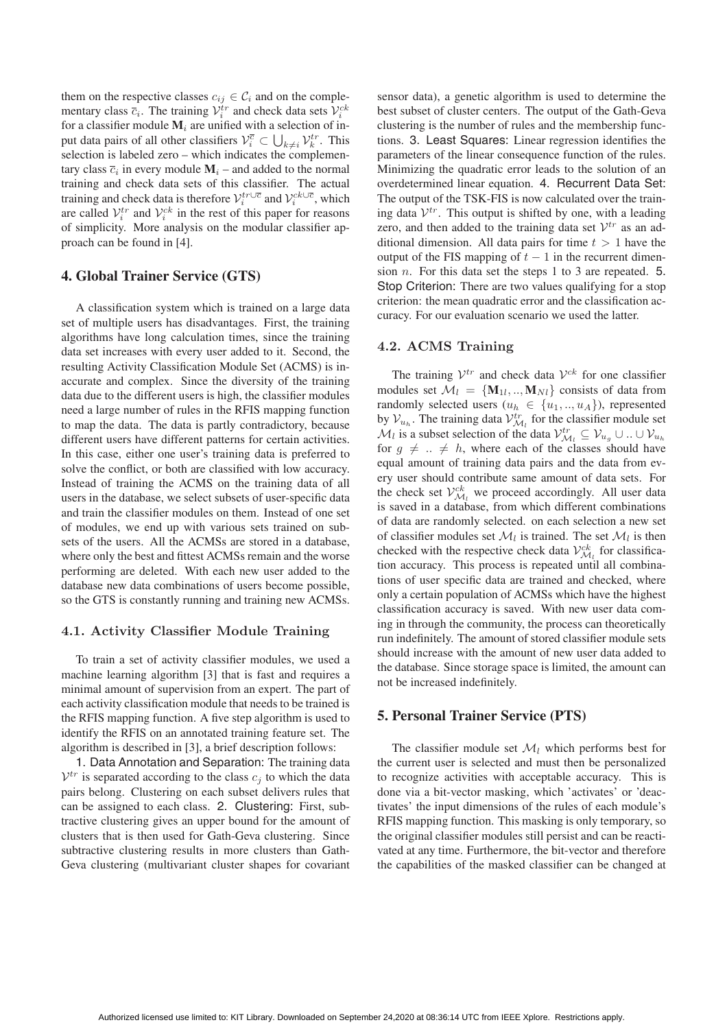them on the respective classes $c_{ij} \in \mathcal{C}_i$ and on the complementary class $\overline{c}_i$. The training $\mathcal{V}_i^{tr}$ and check data sets $\mathcal{V}_i^{ck}$ for a classifier module $\mathbf{M}_i$ are unified with a selection of input data pairs of all other classifiers $\mathcal{V}_i^{\overline{c}} \subset \bigcup_{k \neq i} \mathcal{V}_k^{tr}$. This selection is labeled zero – which indicates the complementary class $\overline{c}_i$ in every module $\mathbf{M}_i$ – and added to the normal training and check data sets of this classifier. The actual training and check data is therefore $\mathcal{V}_i^{tr \cup \overline{c}}$ and $\mathcal{V}_i^{ck \cup \overline{c}}$, which are called $\mathcal{V}_i^{tr}$ and $\mathcal{V}_i^{ck}$ in the rest of this paper for reasons of simplicity. More analysis on the modular classifier approach can be found in [4].

## 4. Global Trainer Service (GTS)

A classification system which is trained on a large data set of multiple users has disadvantages. First, the training algorithms have long calculation times, since the training data set increases with every user added to it. Second, the resulting Activity Classification Module Set (ACMS) is inaccurate and complex. Since the diversity of the training data due to the different users is high, the classifier modules need a large number of rules in the RFIS mapping function to map the data. The data is partly contradictory, because different users have different patterns for certain activities. In this case, either one user's training data is preferred to solve the conflict, or both are classified with low accuracy. Instead of training the ACMS on the training data of all users in the database, we select subsets of user-specific data and train the classifier modules on them. Instead of one set of modules, we end up with various sets trained on subsets of the users. All the ACMSs are stored in a database, where only the best and fittest ACMSs remain and the worse performing are deleted. With each new user added to the database new data combinations of users become possible, so the GTS is constantly running and training new ACMSs.

### 4.1. Activity Classifier Module Training

To train a set of activity classifier modules, we used a machine learning algorithm [3] that is fast and requires a minimal amount of supervision from an expert. The part of each activity classification module that needs to be trained is the RFIS mapping function. A five step algorithm is used to identify the RFIS on an annotated training feature set. The algorithm is described in [3], a brief description follows:

1. Data Annotation and Separation: The training data $\mathcal{V}^{tr}$ is separated according to the class $c_j$ to which the data pairs belong. Clustering on each subset delivers rules that can be assigned to each class. 2. Clustering: First, subtractive clustering gives an upper bound for the amount of clusters that is then used for Gath-Geva clustering. Since subtractive clustering results in more clusters than Gath-Geva clustering (multivariant cluster shapes for covariant sensor data), a genetic algorithm is used to determine the best subset of cluster centers. The output of the Gath-Geva clustering is the number of rules and the membership functions. 3. Least Squares: Linear regression identifies the parameters of the linear consequence function of the rules. Minimizing the quadratic error leads to the solution of an overdetermined linear equation. 4. Recurrent Data Set: The output of the TSK-FIS is now calculated over the training data $\mathcal{V}^{tr}$. This output is shifted by one, with a leading zero, and then added to the training data set $\mathcal{V}^{tr}$ as an additional dimension. All data pairs for time $t > 1$ have the output of the FIS mapping of $t - 1$ in the recurrent dimension $n$. For this data set the steps 1 to 3 are repeated. 5. Stop Criterion: There are two values qualifying for a stop criterion: the mean quadratic error and the classification accuracy. For our evaluation scenario we used the latter.

### 4.2. ACMS Training

The training $\mathcal{V}^{tr}$ and check data $\mathcal{V}^{ck}$ for one classifier modules set $\mathcal{M}_l = \{\mathbf{M}_{1l}, .., \mathbf{M}_{Nl}\}$ consists of data from randomly selected users ($u_h \in \{u_1, .., u_A\}$), represented by $\mathcal{V}_{u_h}$. The training data $\mathcal{V}_{\mathcal{M}_l}^{tr}$ for the classifier module set $\mathcal{M}_l$ is a subset selection of the data $\mathcal{V}_{\mathcal{M}_l}^{tr} \subseteq \mathcal{V}_{u_g} \cup .. \cup \mathcal{V}_{u_h}$ for $g \neq .. \neq h$, where each of the classes should have equal amount of training data pairs and the data from every user should contribute same amount of data sets. For the check set $\mathcal{V}_{\mathcal{M}_l}^{ck}$ we proceed accordingly. All user data is saved in a database, from which different combinations of data are randomly selected. on each selection a new set of classifier modules set $\mathcal{M}_l$ is trained. The set $\mathcal{M}_l$ is then checked with the respective check data $\mathcal{V}_{\mathcal{M}_l}^{ck}$ for classification accuracy. This process is repeated until all combinations of user specific data are trained and checked, where only a certain population of ACMSs which have the highest classification accuracy is saved. With new user data coming in through the community, the process can theoretically run indefinitely. The amount of stored classifier module sets should increase with the amount of new user data added to the database. Since storage space is limited, the amount can not be increased indefinitely.

## 5. Personal Trainer Service (PTS)

The classifier module set $\mathcal{M}_l$ which performs best for the current user is selected and must then be personalized to recognize activities with acceptable accuracy. This is done via a bit-vector masking, which 'activates' or 'deactivates' the input dimensions of the rules of each module's RFIS mapping function. This masking is only temporary, so the original classifier modules still persist and can be reactivated at any time. Furthermore, the bit-vector and therefore the capabilities of the masked classifier can be changed at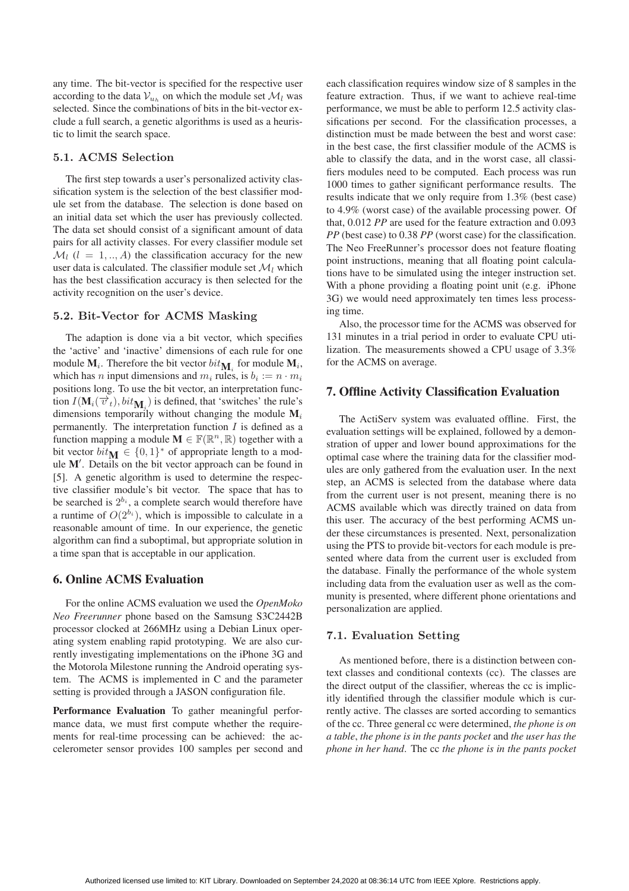any time. The bit-vector is specified for the respective user according to the data $\mathcal{V}_{u_h}$ on which the module set $\mathcal{M}_l$ was selected. Since the combinations of bits in the bit-vector exclude a full search, a genetic algorithms is used as a heuristic to limit the search space.

### 5.1. ACMS Selection

The first step towards a user's personalized activity classification system is the selection of the best classifier module set from the database. The selection is done based on an initial data set which the user has previously collected. The data set should consist of a significant amount of data pairs for all activity classes. For every classifier module set $\mathcal{M}_l$ $(l = 1, .., A)$ the classification accuracy for the new user data is calculated. The classifier module set $\mathcal{M}_l$ which has the best classification accuracy is then selected for the activity recognition on the user's device.

### 5.2. Bit-Vector for ACMS Masking

The adaption is done via a bit vector, which specifies the 'active' and 'inactive' dimensions of each rule for one module $\mathbf{M}_i$. Therefore the bit vector $bit_{\mathbf{M}_i}$ for module $\mathbf{M}_i$, which has $n$ input dimensions and $m_i$ rules, is $b_i := n \cdot m_i$ positions long. To use the bit vector, an interpretation function $I(\mathbf{M}_i(\overrightarrow{v}_t), bit_{\mathbf{M}_i})$ is defined, that 'switches' the rule's dimensions temporarily without changing the module $\mathbf{M}_i$ permanently. The interpretation function $I$ is defined as a function mapping a module $\mathbf{M} \in \mathbb{F}(\mathbb{R}^n, \mathbb{R})$ together with a bit vector $bit_{\mathbf{M}} \in \{0, 1\}^*$ of appropriate length to a module $\mathbf{M}'$. Details on the bit vector approach can be found in [5]. A genetic algorithm is used to determine the respective classifier module's bit vector. The space that has to be searched is $2^{b_i}$, a complete search would therefore have a runtime of $O(2^{b_i})$, which is impossible to calculate in a reasonable amount of time. In our experience, the genetic algorithm can find a suboptimal, but appropriate solution in a time span that is acceptable in our application.

## 6. Online ACMS Evaluation

For the online ACMS evaluation we used the *OpenMoko Neo Freerunner* phone based on the Samsung S3C2442B processor clocked at 266MHz using a Debian Linux operating system enabling rapid prototyping. We are also currently investigating implementations on the iPhone 3G and the Motorola Milestone running the Android operating system. The ACMS is implemented in C and the parameter setting is provided through a JASON configuration file.

**Performance Evaluation** To gather meaningful performance data, we must first compute whether the requirements for real-time processing can be achieved: the accelerometer sensor provides 100 samples per second and each classification requires window size of 8 samples in the feature extraction. Thus, if we want to achieve real-time performance, we must be able to perform 12.5 activity classifications per second. For the classification processes, a distinction must be made between the best and worst case: in the best case, the first classifier module of the ACMS is able to classify the data, and in the worst case, all classifiers modules need to be computed. Each process was run 1000 times to gather significant performance results. The results indicate that we only require from 1.3% (best case) to 4.9% (worst case) of the available processing power. Of that, 0.012 *PP* are used for the feature extraction and 0.093 *PP* (best case) to 0.38 *PP* (worst case) for the classification. The Neo FreeRunner's processor does not feature floating point instructions, meaning that all floating point calculations have to be simulated using the integer instruction set. With a phone providing a floating point unit (e.g. iPhone 3G) we would need approximately ten times less processing time.

Also, the processor time for the ACMS was observed for 131 minutes in a trial period in order to evaluate CPU utilization. The measurements showed a CPU usage of 3.3% for the ACMS on average.

## 7. Offline Activity Classification Evaluation

The ActiServ system was evaluated offline. First, the evaluation settings will be explained, followed by a demonstration of upper and lower bound approximations for the optimal case where the training data for the classifier modules are only gathered from the evaluation user. In the next step, an ACMS is selected from the database where data from the current user is not present, meaning there is no ACMS available which was directly trained on data from this user. The accuracy of the best performing ACMS under these circumstances is presented. Next, personalization using the PTS to provide bit-vectors for each module is presented where data from the current user is excluded from the database. Finally the performance of the whole system including data from the evaluation user as well as the community is presented, where different phone orientations and personalization are applied.

### 7.1. Evaluation Setting

As mentioned before, there is a distinction between context classes and conditional contexts (cc). The classes are the direct output of the classifier, whereas the cc is implicitly identified through the classifier module which is currently active. The classes are sorted according to semantics of the cc. Three general cc were determined, *the phone is on a table*, *the phone is in the pants pocket* and *the user has the phone in her hand*. The cc *the phone is in the pants pocket*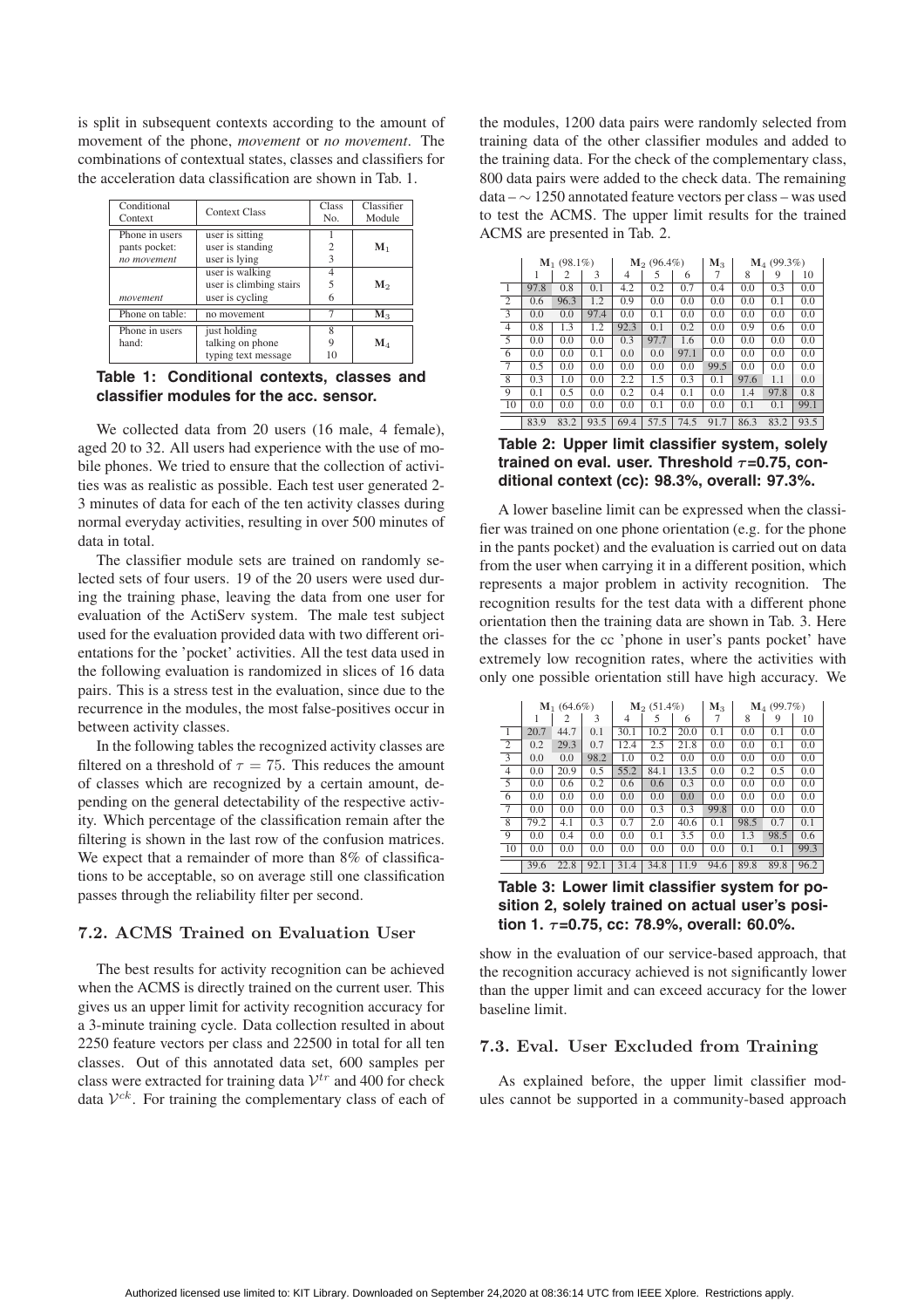is split in subsequent contexts according to the amount of movement of the phone, *movement* or *no movement*. The combinations of contextual states, classes and classifiers for the acceleration data classification are shown in Tab. 1.

| Conditional Context | Context Class | Class No. | Classifier Module |
|---|---|---|---|
| Phone in users pants pocket: *no movement* | user is sitting | 1 | $\mathbf{M}_1$ |
| | user is standing | 2 | |
| | user is lying | 3 | |
| *movement* | user is walking | 4 | $\mathbf{M}_2$ |
| | user is climbing stairs | 5 | |
| | user is cycling | 6 | |
| Phone on table: | no movement | 7 | $\mathbf{M}_3$ |
| Phone in users hand: | just holding | 8 | $\mathbf{M}_4$ |
| | talking on phone | 9 | |
| | typing text message | 10 | |

**Table 1: Conditional contexts, classes and classifier modules for the acc. sensor.**

We collected data from 20 users (16 male, 4 female), aged 20 to 32. All users had experience with the use of mobile phones. We tried to ensure that the collection of activities was as realistic as possible. Each test user generated 2-3 minutes of data for each of the ten activity classes during normal everyday activities, resulting in over 500 minutes of data in total.

The classifier module sets are trained on randomly selected sets of four users. 19 of the 20 users were used during the training phase, leaving the data from one user for evaluation of the ActiServ system. The male test subject used for the evaluation provided data with two different orientations for the 'pocket' activities. All the test data used in the following evaluation is randomized in slices of 16 data pairs. This is a stress test in the evaluation, since due to the recurrence in the modules, the most false-positives occur in between activity classes.

In the following tables the recognized activity classes are filtered on a threshold of $\tau = 75$. This reduces the amount of classes which are recognized by a certain amount, depending on the general detectability of the respective activity. Which percentage of the classification remain after the filtering is shown in the last row of the confusion matrices. We expect that a remainder of more than 8% of classifications to be acceptable, so on average still one classification passes through the reliability filter per second.

### 7.2. ACMS Trained on Evaluation User

The best results for activity recognition can be achieved when the ACMS is directly trained on the current user. This gives us an upper limit for activity recognition accuracy for a 3-minute training cycle. Data collection resulted in about 2250 feature vectors per class and 22500 in total for all ten classes. Out of this annotated data set, 600 samples per class were extracted for training data $\mathcal{V}^{tr}$ and 400 for check data $\mathcal{V}^{ck}$. For training the complementary class of each of the modules, 1200 data pairs were randomly selected from training data of the other classifier modules and added to the training data. For the check of the complementary class, 800 data pairs were added to the check data. The remaining data – $\sim$ 1250 annotated feature vectors per class – was used to test the ACMS. The upper limit results for the trained ACMS are presented in Tab. 2.

| | $\mathbf{M}_1$ (98.1%) | | | $\mathbf{M}_2$ (96.4%) | | | $\mathbf{M}_3$ | $\mathbf{M}_4$ (99.3%) | | |
|---|---|---|---|---|---|---|---|---|---|---|
| | 1 | 2 | 3 | 4 | 5 | 6 | 7 | 8 | 9 | 10 |
| 1 | 97.8 | 0.8 | 0.1 | 4.2 | 0.2 | 0.7 | 0.4 | 0.0 | 0.3 | 0.0 |
| 2 | 0.6 | 96.3 | 1.2 | 0.9 | 0.0 | 0.0 | 0.0 | 0.0 | 0.1 | 0.0 |
| 3 | 0.0 | 0.0 | 97.4 | 0.0 | 0.1 | 0.0 | 0.0 | 0.0 | 0.0 | 0.0 |
| 4 | 0.8 | 1.3 | 1.2 | 92.3 | 0.1 | 0.2 | 0.0 | 0.9 | 0.6 | 0.0 |
| 5 | 0.0 | 0.0 | 0.0 | 0.3 | 97.7 | 1.6 | 0.0 | 0.0 | 0.0 | 0.0 |
| 6 | 0.0 | 0.0 | 0.1 | 0.0 | 0.0 | 97.1 | 0.0 | 0.0 | 0.0 | 0.0 |
| 7 | 0.5 | 0.0 | 0.0 | 0.0 | 0.0 | 0.0 | 99.5 | 0.0 | 0.0 | 0.0 |
| 8 | 0.3 | 1.0 | 0.0 | 2.2 | 1.5 | 0.3 | 0.1 | 97.6 | 1.1 | 0.0 |
| 9 | 0.1 | 0.5 | 0.0 | 0.2 | 0.4 | 0.1 | 0.0 | 1.4 | 97.8 | 0.8 |
| 10 | 0.0 | 0.0 | 0.0 | 0.0 | 0.1 | 0.0 | 0.0 | 0.1 | 0.1 | 99.1 |
| | 83.9 | 83.2 | 93.5 | 69.4 | 57.5 | 74.5 | 91.7 | 86.3 | 83.2 | 93.5 |

**Table 2: Upper limit classifier system, solely trained on eval. user. Threshold $\tau$=0.75, conditional context (cc): 98.3%, overall: 97.3%.**

A lower baseline limit can be expressed when the classifier was trained on one phone orientation (e.g. for the phone in the pants pocket) and the evaluation is carried out on data from the user when carrying it in a different position, which represents a major problem in activity recognition. The recognition results for the test data with a different phone orientation then the training data are shown in Tab. 3. Here the classes for the cc 'phone in user's pants pocket' have extremely low recognition rates, where the activities with only one possible orientation still have high accuracy. We show in the evaluation of our service-based approach, that the recognition accuracy achieved is not significantly lower than the upper limit and can exceed accuracy for the lower baseline limit.

| | $\mathbf{M}_1$ (64.6%) | | | $\mathbf{M}_2$ (51.4%) | | | $\mathbf{M}_3$ | $\mathbf{M}_4$ (99.7%) | | |
|---|---|---|---|---|---|---|---|---|---|---|
| | 1 | 2 | 3 | 4 | 5 | 6 | 7 | 8 | 9 | 10 |
| 1 | 20.7 | 44.7 | 0.1 | 30.1 | 10.2 | 20.0 | 0.1 | 0.0 | 0.1 | 0.0 |
| 2 | 0.2 | 29.3 | 0.7 | 12.4 | 2.5 | 21.8 | 0.0 | 0.0 | 0.1 | 0.0 |
| 3 | 0.0 | 0.0 | 98.2 | 1.0 | 0.2 | 0.0 | 0.0 | 0.0 | 0.0 | 0.0 |
| 4 | 0.0 | 20.9 | 0.5 | 55.2 | 84.1 | 13.5 | 0.0 | 0.2 | 0.5 | 0.0 |
| 5 | 0.0 | 0.6 | 0.2 | 0.6 | 0.6 | 0.3 | 0.0 | 0.0 | 0.0 | 0.0 |
| 6 | 0.0 | 0.0 | 0.0 | 0.0 | 0.0 | 0.0 | 0.0 | 0.0 | 0.0 | 0.0 |
| 7 | 0.0 | 0.0 | 0.0 | 0.0 | 0.3 | 0.3 | 99.8 | 0.0 | 0.0 | 0.0 |
| 8 | 79.2 | 4.1 | 0.3 | 0.7 | 2.0 | 40.6 | 0.1 | 98.5 | 0.7 | 0.1 |
| 9 | 0.0 | 0.4 | 0.0 | 0.0 | 0.1 | 3.5 | 0.0 | 1.3 | 98.5 | 0.6 |
| 10 | 0.0 | 0.0 | 0.0 | 0.0 | 0.0 | 0.0 | 0.0 | 0.1 | 0.1 | 99.3 |
| | 39.6 | 22.8 | 92.1 | 31.4 | 34.8 | 11.9 | 94.6 | 89.8 | 89.8 | 96.2 |

**Table 3: Lower limit classifier system for position 2, solely trained on actual user's position 1. $\tau$=0.75, cc: 78.9%, overall: 60.0%.**

### 7.3. Eval. User Excluded from Training

As explained before, the upper limit classifier modules cannot be supported in a community-based approach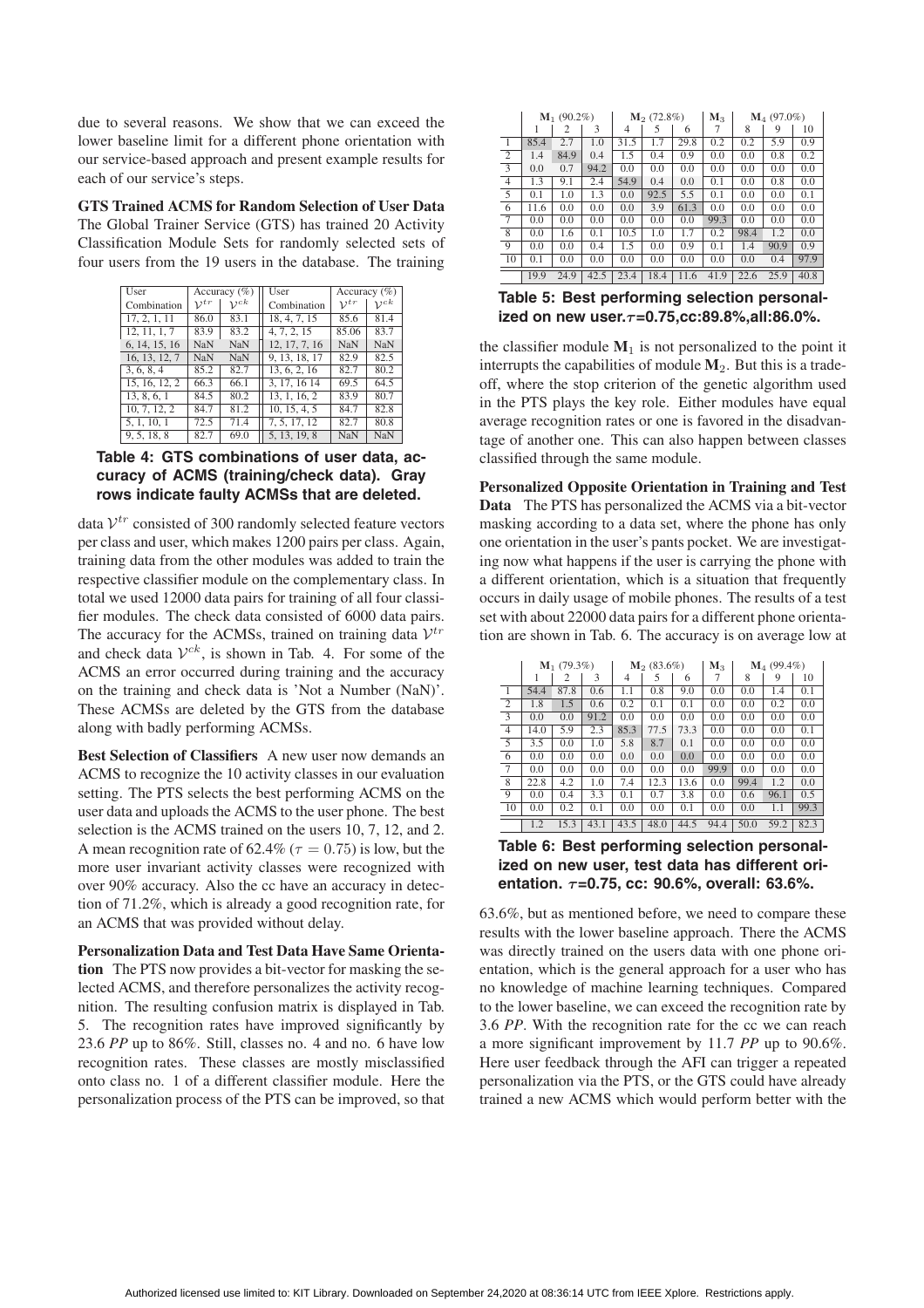due to several reasons. We show that we can exceed the lower baseline limit for a different phone orientation with our service-based approach and present example results for each of our service's steps.

**GTS Trained ACMS for Random Selection of User Data** The Global Trainer Service (GTS) has trained 20 Activity Classification Module Sets for randomly selected sets of four users from the 19 users in the database. The training

| User Combination | Accuracy (%) $\mathcal{V}^{tr}$ | $\mathcal{V}^{ck}$ | User Combination | Accuracy (%) $\mathcal{V}^{tr}$ | $\mathcal{V}^{ck}$ |
|---|---|---|---|---|---|
| 17, 2, 1, 11 | 86.0 | 83.1 | 18, 4, 7, 15 | 85.6 | 81.4 |
| 12, 11, 1, 7 | 83.9 | 83.2 | 4, 7, 2, 15 | 85.06 | 83.7 |
| 6, 14, 15, 16 | NaN | NaN | 12, 17, 7, 16 | NaN | NaN |
| 16, 13, 12, 7 | NaN | NaN | 9, 13, 18, 17 | 82.9 | 82.5 |
| 3, 6, 8, 4 | 85.2 | 82.7 | 13, 6, 2, 16 | 82.7 | 80.2 |
| 15, 16, 12, 2 | 66.3 | 66.1 | 3, 17, 16 14 | 69.5 | 64.5 |
| 13, 8, 6, 1 | 84.5 | 80.2 | 13, 1, 16, 2 | 83.9 | 80.7 |
| 10, 7, 12, 2 | 84.7 | 81.2 | 10, 15, 4, 5 | 84.7 | 82.8 |
| 5, 1, 10, 1 | 72.5 | 71.4 | 7, 5, 17, 12 | 82.7 | 80.8 |
| 9, 5, 18, 8 | 82.7 | 69.0 | 5, 13, 19, 8 | NaN | NaN |

**Table 4: GTS combinations of user data, accuracy of ACMS (training/check data). Gray rows indicate faulty ACMSs that are deleted.**

data $\mathcal{V}^{tr}$ consisted of 300 randomly selected feature vectors per class and user, which makes 1200 pairs per class. Again, training data from the other modules was added to train the respective classifier module on the complementary class. In total we used 12000 data pairs for training of all four classifier modules. The check data consisted of 6000 data pairs. The accuracy for the ACMSs, trained on training data $\mathcal{V}^{tr}$ and check data $\mathcal{V}^{ck}$, is shown in Tab. 4. For some of the ACMS an error occurred during training and the accuracy on the training and check data is 'Not a Number (NaN)'. These ACMSs are deleted by the GTS from the database along with badly performing ACMSs.

**Best Selection of Classifiers** A new user now demands an ACMS to recognize the 10 activity classes in our evaluation setting. The PTS selects the best performing ACMS on the user data and uploads the ACMS to the user phone. The best selection is the ACMS trained on the users 10, 7, 12, and 2. A mean recognition rate of 62.4% ($\tau = 0.75$) is low, but the more user invariant activity classes were recognized with over 90% accuracy. Also the cc have an accuracy in detection of 71.2%, which is already a good recognition rate, for an ACMS that was provided without delay.

**Personalization Data and Test Data Have Same Orientation** The PTS now provides a bit-vector for masking the selected ACMS, and therefore personalizes the activity recognition. The resulting confusion matrix is displayed in Tab. 5. The recognition rates have improved significantly by 23.6 *PP* up to 86%. Still, classes no. 4 and no. 6 have low recognition rates. These classes are mostly misclassified onto class no. 1 of a different classifier module. Here the personalization process of the PTS can be improved, so that the classifier module $\mathbf{M}_1$ is not personalized to the point it interrupts the capabilities of module $\mathbf{M}_2$. But this is a trade-off, where the stop criterion of the genetic algorithm used in the PTS plays the key role. Either modules have equal average recognition rates or one is favored in the disadvantage of another one. This can also happen between classes classified through the same module.

| | $\mathbf{M}_1$ (90.2%) | | | $\mathbf{M}_2$ (72.8%) | | | $\mathbf{M}_3$ | $\mathbf{M}_4$ (97.0%) | | |
|---|---|---|---|---|---|---|---|---|---|---|
| | 1 | 2 | 3 | 4 | 5 | 6 | 7 | 8 | 9 | 10 |
| 1 | 85.4 | 2.7 | 1.0 | 31.5 | 1.7 | 29.8 | 0.2 | 0.2 | 5.9 | 0.9 |
| 2 | 1.4 | 84.9 | 0.4 | 1.5 | 0.4 | 0.9 | 0.0 | 0.0 | 0.8 | 0.2 |
| 3 | 0.0 | 0.7 | 94.2 | 0.0 | 0.0 | 0.0 | 0.0 | 0.0 | 0.0 | 0.0 |
| 4 | 1.3 | 9.1 | 2.4 | 54.9 | 0.4 | 0.0 | 0.1 | 0.0 | 0.8 | 0.0 |
| 5 | 0.1 | 1.0 | 1.3 | 0.0 | 92.5 | 5.5 | 0.1 | 0.0 | 0.0 | 0.1 |
| 6 | 11.6 | 0.0 | 0.0 | 0.0 | 3.9 | 61.3 | 0.0 | 0.0 | 0.0 | 0.0 |
| 7 | 0.0 | 0.0 | 0.0 | 0.0 | 0.0 | 0.0 | 99.3 | 0.0 | 0.0 | 0.0 |
| 8 | 0.0 | 1.6 | 0.1 | 10.5 | 1.0 | 1.7 | 0.2 | 98.4 | 1.2 | 0.0 |
| 9 | 0.0 | 0.0 | 0.4 | 1.5 | 0.0 | 0.9 | 0.1 | 1.4 | 90.9 | 0.9 |
| 10 | 0.1 | 0.0 | 0.0 | 0.0 | 0.0 | 0.0 | 0.0 | 0.0 | 0.4 | 97.9 |
| | 19.9 | 24.9 | 42.5 | 23.4 | 18.4 | 11.6 | 41.9 | 22.6 | 25.9 | 40.8 |

**Table 5: Best performing selection personalized on new user. $\tau$=0.75, cc: 89.8%, all: 86.0%.**

**Personalized Opposite Orientation in Training and Test Data** The PTS has personalized the ACMS via a bit-vector masking according to a data set, where the phone has only one orientation in the user's pants pocket. We are investigating now what happens if the user is carrying the phone with a different orientation, which is a situation that frequently occurs in daily usage of mobile phones. The results of a test set with about 22000 data pairs for a different phone orientation are shown in Tab. 6. The accuracy is on average low at 63.6%, but as mentioned before, we need to compare these results with the lower baseline approach. There the ACMS was directly trained on the users data with one phone orientation, which is the general approach for a user who has no knowledge of machine learning techniques. Compared to the lower baseline, we can exceed the recognition rate by 3.6 *PP*. With the recognition rate for the cc we can reach a more significant improvement by 11.7 *PP* up to 90.6%. Here user feedback through the AFI can trigger a repeated personalization via the PTS, or the GTS could have already trained a new ACMS which would perform better with the

| | $\mathbf{M}_1$ (79.3%) | | | $\mathbf{M}_2$ (83.6%) | | | $\mathbf{M}_3$ | $\mathbf{M}_4$ (99.4%) | | |
|---|---|---|---|---|---|---|---|---|---|---|
| | 1 | 2 | 3 | 4 | 5 | 6 | 7 | 8 | 9 | 10 |
| 1 | 54.4 | 87.8 | 0.6 | 1.1 | 0.8 | 9.0 | 0.0 | 0.0 | 1.4 | 0.1 |
| 2 | 1.8 | 1.5 | 0.6 | 0.2 | 0.1 | 0.1 | 0.0 | 0.0 | 0.2 | 0.0 |
| 3 | 0.0 | 0.0 | 91.2 | 0.0 | 0.0 | 0.0 | 0.0 | 0.0 | 0.0 | 0.0 |
| 4 | 14.0 | 5.9 | 2.3 | 85.3 | 77.5 | 73.3 | 0.0 | 0.0 | 0.0 | 0.1 |
| 5 | 3.5 | 0.0 | 1.0 | 5.8 | 8.7 | 0.1 | 0.0 | 0.0 | 0.0 | 0.0 |
| 6 | 0.0 | 0.0 | 0.0 | 0.0 | 0.0 | 0.0 | 0.0 | 0.0 | 0.0 | 0.0 |
| 7 | 0.0 | 0.0 | 0.0 | 0.0 | 0.0 | 0.0 | 99.9 | 0.0 | 0.0 | 0.0 |
| 8 | 22.8 | 4.2 | 1.0 | 7.4 | 12.3 | 13.6 | 0.0 | 99.4 | 1.2 | 0.0 |
| 9 | 0.0 | 0.4 | 3.3 | 0.1 | 0.7 | 3.8 | 0.0 | 0.6 | 96.1 | 0.5 |
| 10 | 0.0 | 0.2 | 0.1 | 0.0 | 0.0 | 0.1 | 0.0 | 0.0 | 1.1 | 99.3 |
| | 1.2 | 15.3 | 43.1 | 43.5 | 48.0 | 44.5 | 94.4 | 50.0 | 59.2 | 82.3 |

**Table 6: Best performing selection personalized on new user, test data has different orientation. $\tau$=0.75, cc: 90.6%, overall: 63.6%.**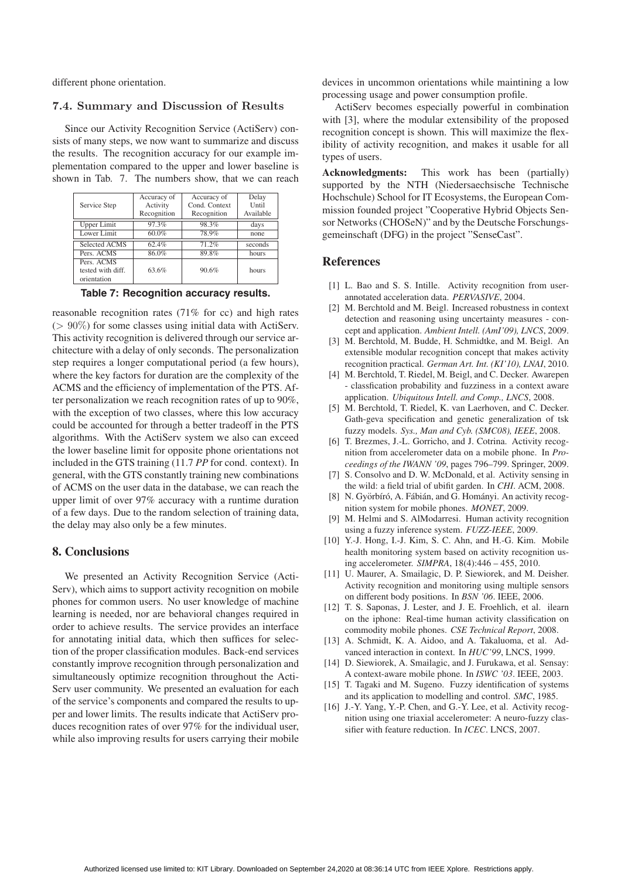different phone orientation.

### 7.4. Summary and Discussion of Results

Since our Activity Recognition Service (ActiServ) consists of many steps, we now want to summarize and discuss the results. The recognition accuracy for our example implementation compared to the upper and lower baseline is shown in Tab. 7. The numbers show, that we can reach reasonable recognition rates (71% for cc) and high rates ($> 90\%$) for some classes using initial data with ActiServ. This activity recognition is delivered through our service architecture with a delay of only seconds. The personalization step requires a longer computational period (a few hours), where the key factors for duration are the complexity of the ACMS and the efficiency of implementation of the PTS. After personalization we reach recognition rates of up to 90%, with the exception of two classes, where this low accuracy could be accounted for through a better tradeoff in the PTS algorithms. With the ActiServ system we also can exceed the lower baseline limit for opposite phone orientations not included in the GTS training (11.7 *PP* for cond. context). In general, with the GTS constantly training new combinations of ACMS on the user data in the database, we can reach the upper limit of over 97% accuracy with a runtime duration of a few days. Due to the random selection of training data, the delay may also only be a few minutes.

| Service Step | Accuracy of Activity Recognition | Accuracy of Cond. Context Recognition | Delay Until Available |
|---|---|---|---|
| Upper Limit | 97.3% | 98.3% | days |
| Lower Limit | 60.0% | 78.9% | none |
| Selected ACMS | 62.4% | 71.2% | seconds |
| Pers. ACMS | 86.0% | 89.8% | hours |
| Pers. ACMS tested with diff. orientation | 63.6% | 90.6% | hours |

**Table 7: Recognition accuracy results.**

## 8. Conclusions

We presented an Activity Recognition Service (ActiServ), which aims to support activity recognition on mobile phones for common users. No user knowledge of machine learning is needed, nor are behavioral changes required in order to achieve results. The service provides an interface for annotating initial data, which then suffices for selection of the proper classification modules. Back-end services constantly improve recognition through personalization and simultaneously optimize recognition throughout the ActiServ user community. We presented an evaluation for each of the service's components and compared the results to upper and lower limits. The results indicate that ActiServ produces recognition rates of over 97% for the individual user, while also improving results for users carrying their mobile devices in uncommon orientations while maintining a low processing usage and power consumption profile.

ActiServ becomes especially powerful in combination with [3], where the modular extensibility of the proposed recognition concept is shown. This will maximize the flexibility of activity recognition, and makes it usable for all types of users.

**Acknowledgments:** This work has been (partially) supported by the NTH (Niedersaechsische Technische Hochschule) School for IT Ecosystems, the European Commission founded project "Cooperative Hybrid Objects Sensor Networks (CHOSeN)" and by the Deutsche Forschungsgemeinschaft (DFG) in the project "SenseCast".

## References

[1] L. Bao and S. S. Intille. Activity recognition from user-annotated acceleration data. *PERVASIVE*, 2004.

[2] M. Berchtold and M. Beigl. Increased robustness in context detection and reasoning using uncertainty measures - concept and application. *Ambient Intell. (AmI'09), LNCS*, 2009.

[3] M. Berchtold, M. Budde, H. Schmidtke, and M. Beigl. An extensible modular recognition concept that makes activity recognition practical. *German Art. Int. (KI'10), LNAI*, 2010.

[4] M. Berchtold, T. Riedel, M. Beigl, and C. Decker. Awarepen - classfication probability and fuzziness in a context aware application. *Ubiquitous Intell. and Comp., LNCS*, 2008.

[5] M. Berchtold, T. Riedel, K. van Laerhoven, and C. Decker. Gath-geva specification and genetic generalization of tsk fuzzy models. *Sys., Man and Cyb. (SMC08), IEEE*, 2008.

[6] T. Brezmes, J.-L. Gorricho, and J. Cotrina. Activity recognition from accelerometer data on a mobile phone. In *Proceedings of the IWANN '09*, pages 796–799. Springer, 2009.

[7] S. Consolvo and D. W. McDonald, et al. Activity sensing in the wild: a field trial of ubifit garden. In *CHI*. ACM, 2008.

[8] N. Györbíró, A. Fábián, and G. Hományi. An activity recognition system for mobile phones. *MONET*, 2009.

[9] M. Helmi and S. AlModarresi. Human activity recognition using a fuzzy inference system. *FUZZ-IEEE*, 2009.

[10] Y.-J. Hong, I.-J. Kim, S. C. Ahn, and H.-G. Kim. Mobile health monitoring system based on activity recognition using accelerometer. *SIMPRA*, 18(4):446 – 455, 2010.

[11] U. Maurer, A. Smailagic, D. P. Siewiorek, and M. Deisher. Activity recognition and monitoring using multiple sensors on different body positions. In *BSN '06*. IEEE, 2006.

[12] T. S. Saponas, J. Lester, and J. E. Froehlich, et al. ilearn on the iphone: Real-time human activity classification on commodity mobile phones. *CSE Technical Report*, 2008.

[13] A. Schmidt, K. A. Aidoo, and A. Takaluoma, et al. Advanced interaction in context. In *HUC'99*, LNCS, 1999.

[14] D. Siewiorek, A. Smailagic, and J. Furukawa, et al. Sensay: A context-aware mobile phone. In *ISWC '03*. IEEE, 2003.

[15] T. Tagaki and M. Sugeno. Fuzzy identification of systems and its application to modelling and control. *SMC*, 1985.

[16] J.-Y. Yang, Y.-P. Chen, and G.-Y. Lee, et al. Activity recognition using one triaxial accelerometer: A neuro-fuzzy classifier with feature reduction. In *ICEC*. LNCS, 2007.